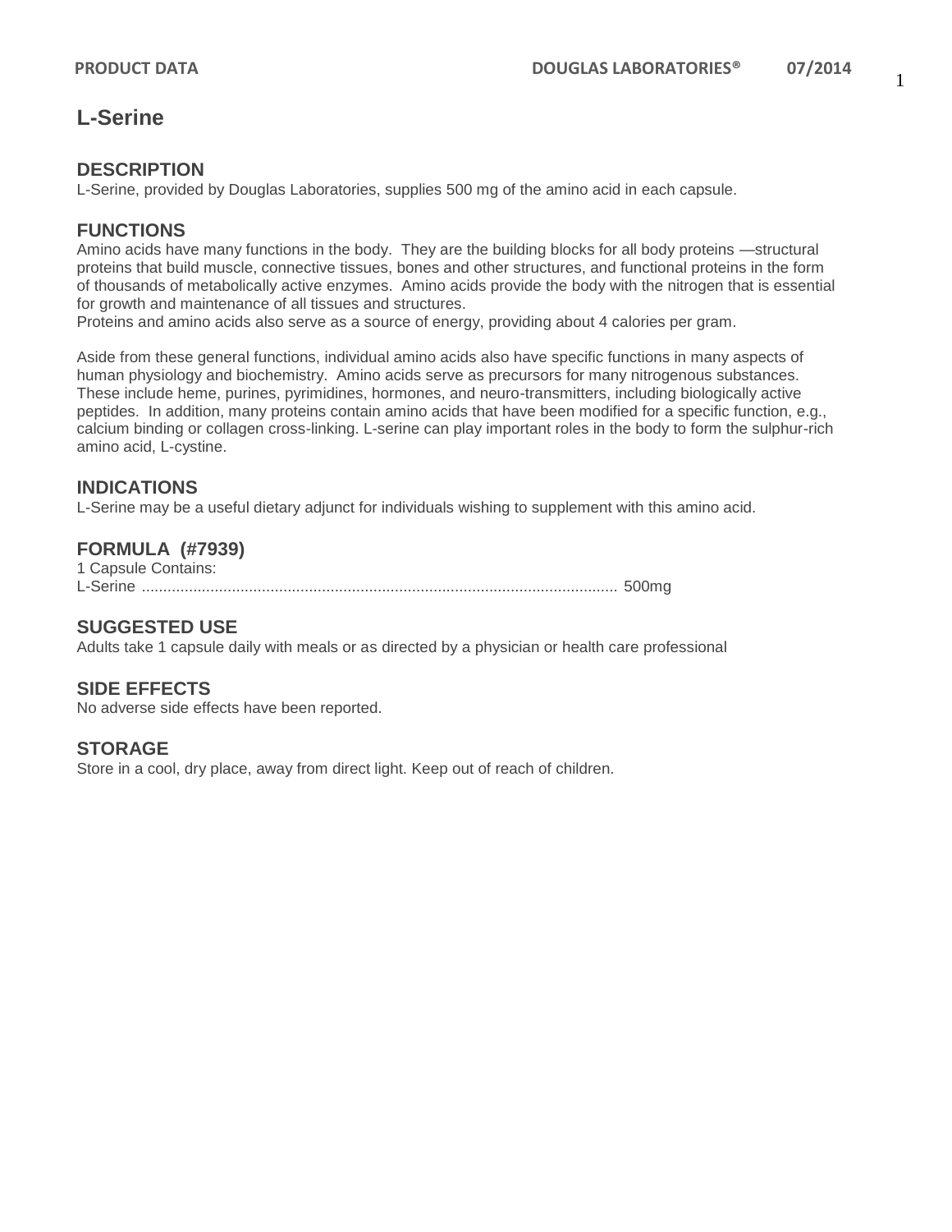# L-Serine

## DESCRIPTION

L-Serine, provided by Douglas Laboratories, supplies 500 mg of the amino acid in each capsule.

## FUNCTIONS

Amino acids have many functions in the body. They are the building blocks for all body proteins —structural proteins that build muscle, connective tissues, bones and other structures, and functional proteins in the form of thousands of metabolically active enzymes. Amino acids provide the body with the nitrogen that is essential for growth and maintenance of all tissues and structures.

Proteins and amino acids also serve as a source of energy, providing about 4 calories per gram.

Aside from these general functions, individual amino acids also have specific functions in many aspects of human physiology and biochemistry. Amino acids serve as precursors for many nitrogenous substances. These include heme, purines, pyrimidines, hormones, and neuro-transmitters, including biologically active peptides. In addition, many proteins contain amino acids that have been modified for a specific function, e.g., calcium binding or collagen cross-linking. L-serine can play important roles in the body to form the sulphur-rich amino acid, L-cystine.

## INDICATIONS

L-Serine may be a useful dietary adjunct for individuals wishing to supplement with this amino acid.

## FORMULA (#7939)

1 Capsule Contains:

L-Serine ............................................................................................................... 500mg

## SUGGESTED USE

Adults take 1 capsule daily with meals or as directed by a physician or health care professional

## SIDE EFFECTS

No adverse side effects have been reported.

## STORAGE

Store in a cool, dry place, away from direct light. Keep out of reach of children.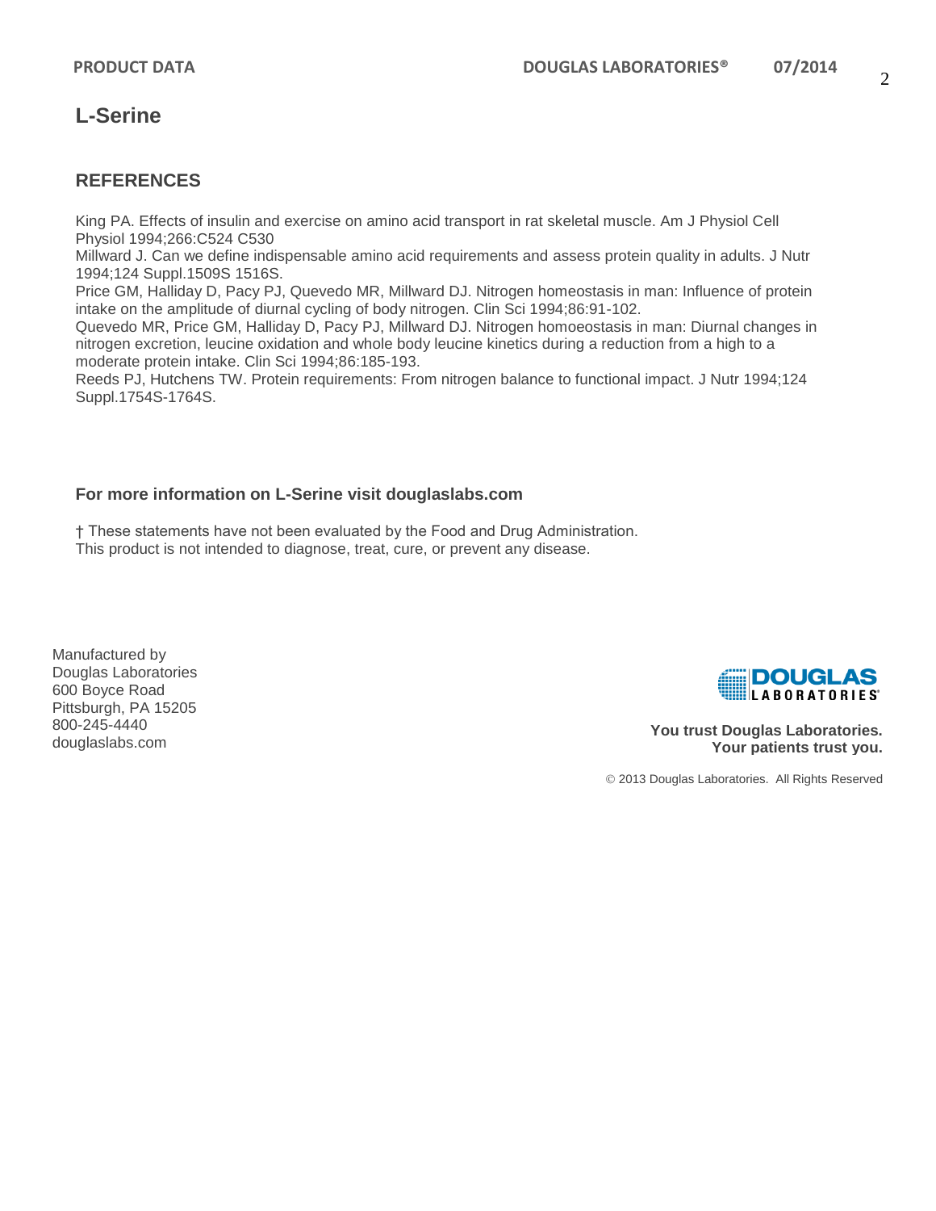## L-Serine

### REFERENCES

King PA. Effects of insulin and exercise on amino acid transport in rat skeletal muscle. Am J Physiol Cell Physiol 1994;266:C524 C530

Millward J. Can we define indispensable amino acid requirements and assess protein quality in adults. J Nutr 1994;124 Suppl.1509S 1516S.

Price GM, Halliday D, Pacy PJ, Quevedo MR, Millward DJ. Nitrogen homeostasis in man: Influence of protein intake on the amplitude of diurnal cycling of body nitrogen. Clin Sci 1994;86:91-102.

Quevedo MR, Price GM, Halliday D, Pacy PJ, Millward DJ. Nitrogen homoeostasis in man: Diurnal changes in nitrogen excretion, leucine oxidation and whole body leucine kinetics during a reduction from a high to a moderate protein intake. Clin Sci 1994;86:185-193.

Reeds PJ, Hutchens TW. Protein requirements: From nitrogen balance to functional impact. J Nutr 1994;124 Suppl.1754S-1764S.

**For more information on L-Serine visit douglaslabs.com**

† These statements have not been evaluated by the Food and Drug Administration.
This product is not intended to diagnose, treat, cure, or prevent any disease.

Manufactured by
Douglas Laboratories
600 Boyce Road
Pittsburgh, PA 15205
800-245-4440
douglaslabs.com

DOUGLAS LABORATORIES

**You trust Douglas Laboratories.**
**Your patients trust you.**

© 2013 Douglas Laboratories. All Rights Reserved